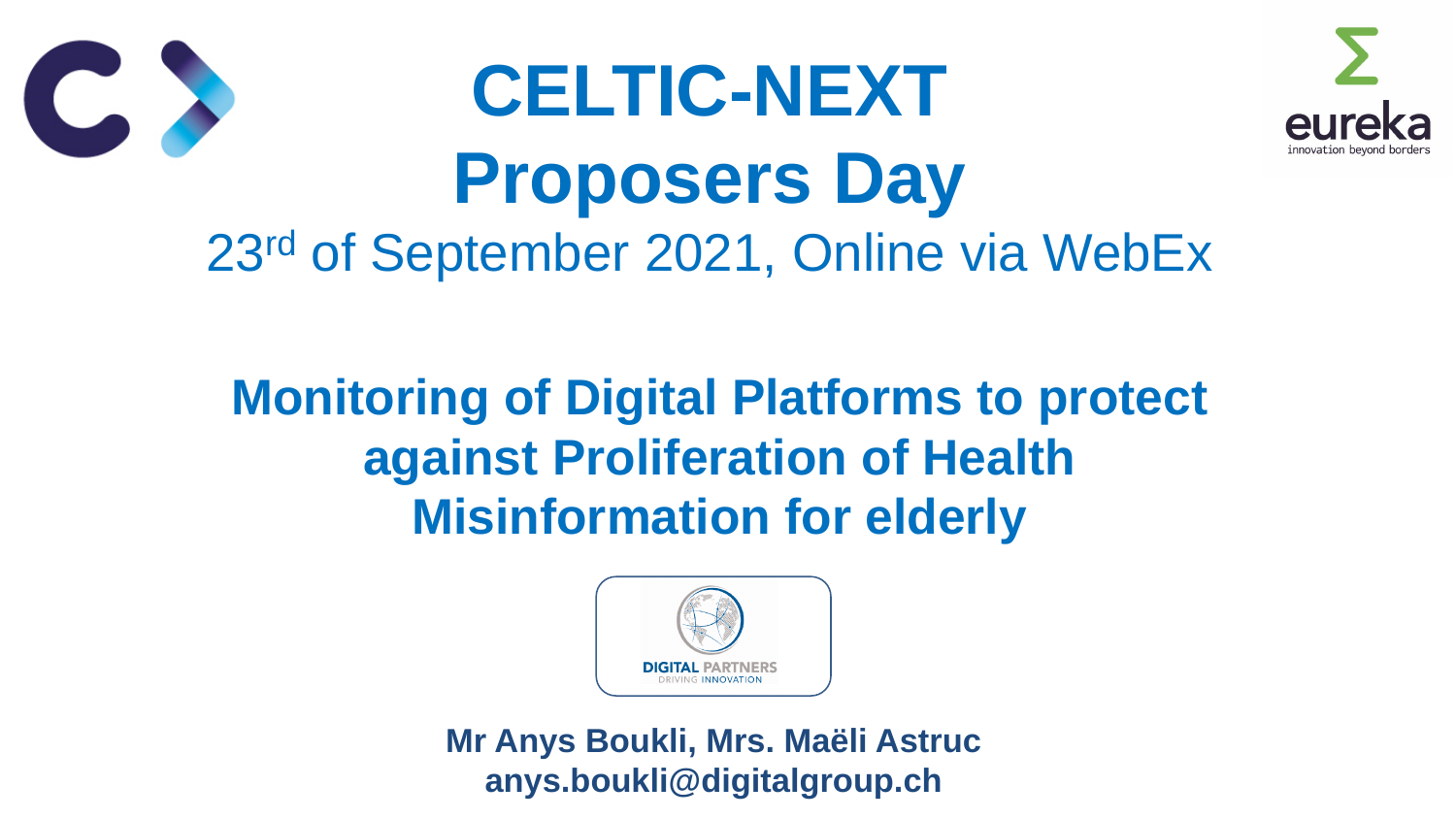# CELTIC-NEXT Proposers Day

23rd of September 2021, Online via WebEx

## Monitoring of Digital Platforms to protect against Proliferation of Health Misinformation for elderly

**Mr Anys Boukli, Mrs. Maëli Astruc**
**anys.boukli@digitalgroup.ch**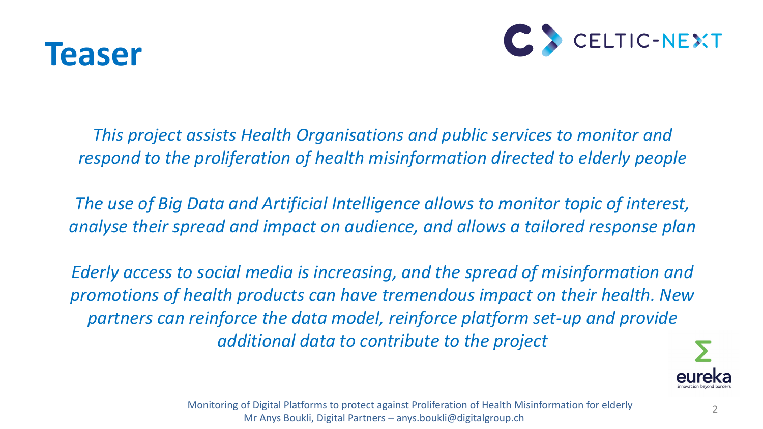# Teaser

*This project assists Health Organisations and public services to monitor and respond to the proliferation of health misinformation directed to elderly people*

*The use of Big Data and Artificial Intelligence allows to monitor topic of interest, analyse their spread and impact on audience, and allows a tailored response plan*

*Ederly access to social media is increasing, and the spread of misinformation and promotions of health products can have tremendous impact on their health. New partners can reinforce the data model, reinforce platform set-up and provide additional data to contribute to the project*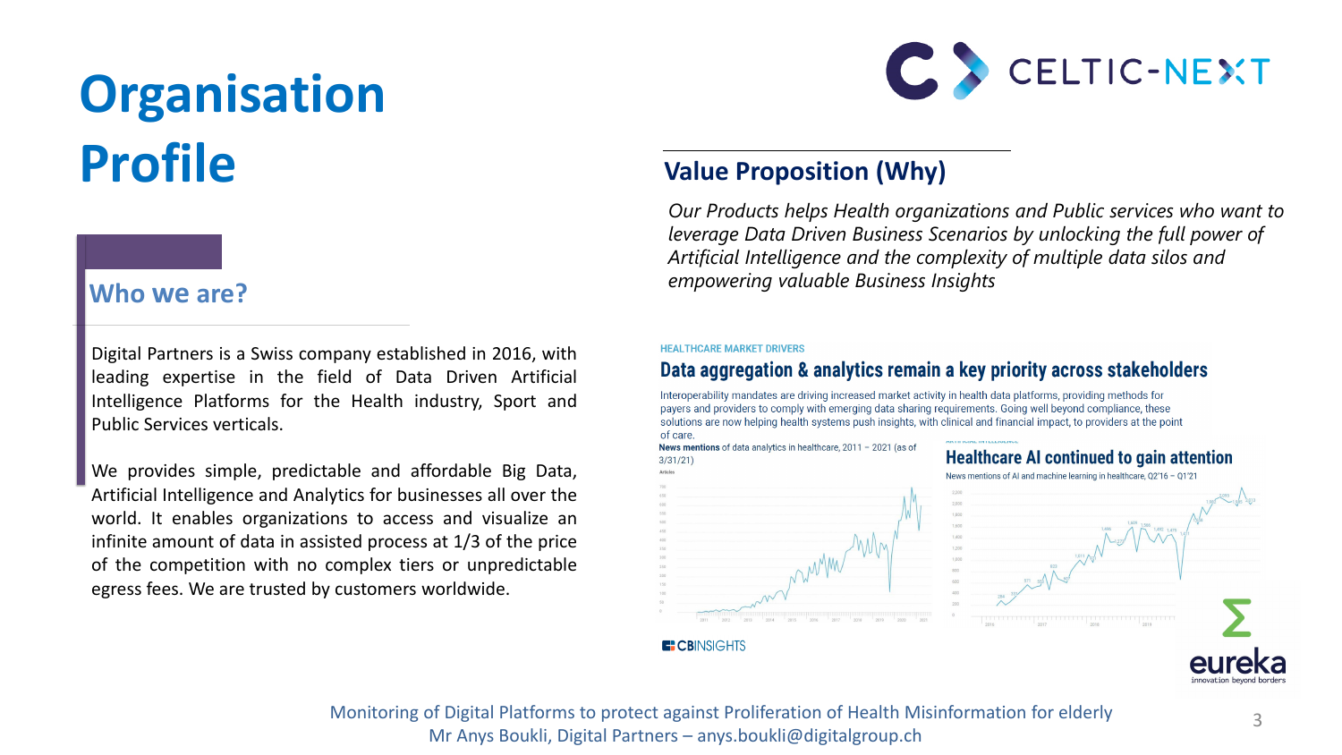# Organisation Profile

## Who we are?

Digital Partners is a Swiss company established in 2016, with leading expertise in the field of Data Driven Artificial Intelligence Platforms for the Health industry, Sport and Public Services verticals.

We provides simple, predictable and affordable Big Data, Artificial Intelligence and Analytics for businesses all over the world. It enables organizations to access and visualize an infinite amount of data in assisted process at 1/3 of the price of the competition with no complex tiers or unpredictable egress fees. We are trusted by customers worldwide.

## Value Proposition (Why)

*Our Products helps Health organizations and Public services who want to leverage Data Driven Business Scenarios by unlocking the full power of Artificial Intelligence and the complexity of multiple data silos and empowering valuable Business Insights*

HEALTHCARE MARKET DRIVERS

### Data aggregation & analytics remain a key priority across stakeholders

Interoperability mandates are driving increased market activity in health data platforms, providing methods for payers and providers to comply with emerging data sharing requirements. Going well beyond compliance, these solutions are now helping health systems push insights, with clinical and financial impact, to providers at the point of care.

**News mentions** of data analytics in healthcare, 2011 – 2021 (as of 3/31/21)

### Healthcare AI continued to gain attention

News mentions of AI and machine learning in healthcare, Q2'16 – Q1'21

CBINSIGHTS

Monitoring of Digital Platforms to protect against Proliferation of Health Misinformation for elderly
Mr Anys Boukli, Digital Partners – anys.boukli@digitalgroup.ch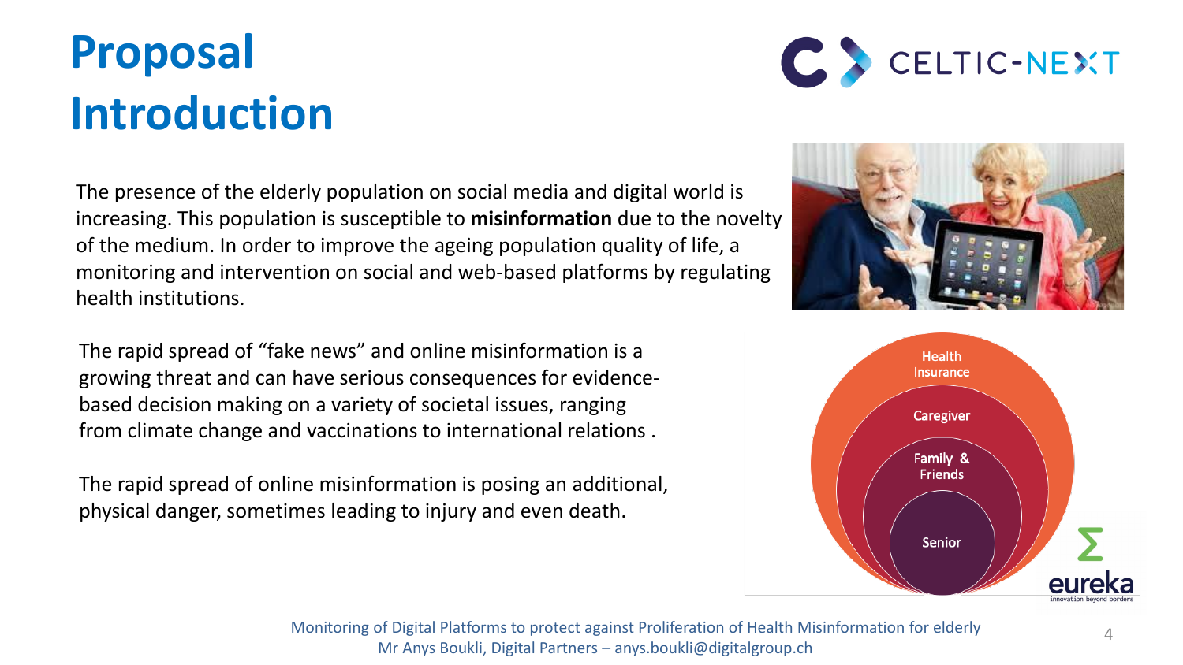# Proposal Introduction

The presence of the elderly population on social media and digital world is increasing. This population is susceptible to **misinformation** due to the novelty of the medium. In order to improve the ageing population quality of life, a monitoring and intervention on social and web-based platforms by regulating health institutions.

The rapid spread of "fake news" and online misinformation is a growing threat and can have serious consequences for evidence-based decision making on a variety of societal issues, ranging from climate change and vaccinations to international relations .

The rapid spread of online misinformation is posing an additional, physical danger, sometimes leading to injury and even death.

Health Insurance

Caregiver

Family & Friends

Senior

Monitoring of Digital Platforms to protect against Proliferation of Health Misinformation for elderly
Mr Anys Boukli, Digital Partners – anys.boukli@digitalgroup.ch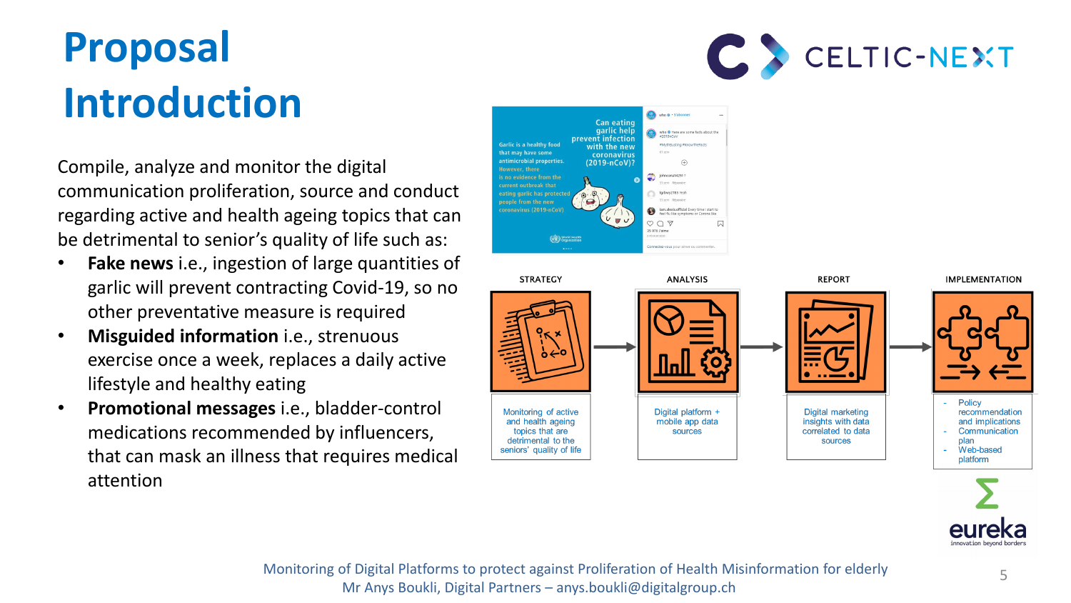# Proposal Introduction

Compile, analyze and monitor the digital communication proliferation, source and conduct regarding active and health ageing topics that can be detrimental to senior's quality of life such as:

- **Fake news** i.e., ingestion of large quantities of garlic will prevent contracting Covid-19, so no other preventative measure is required
- **Misguided information** i.e., strenuous exercise once a week, replaces a daily active lifestyle and healthy eating
- **Promotional messages** i.e., bladder-control medications recommended by influencers, that can mask an illness that requires medical attention

| STRATEGY | ANALYSIS | REPORT | IMPLEMENTATION |
| --- | --- | --- | --- |
| Monitoring of active and health ageing topics that are detrimental to the seniors' quality of life | Digital platform + mobile app data sources | Digital marketing insights with data correlated to data sources | - Policy recommendation and implications<br>- Communication plan<br>- Web-based platform |

Monitoring of Digital Platforms to protect against Proliferation of Health Misinformation for elderly
Mr Anys Boukli, Digital Partners – anys.boukli@digitalgroup.ch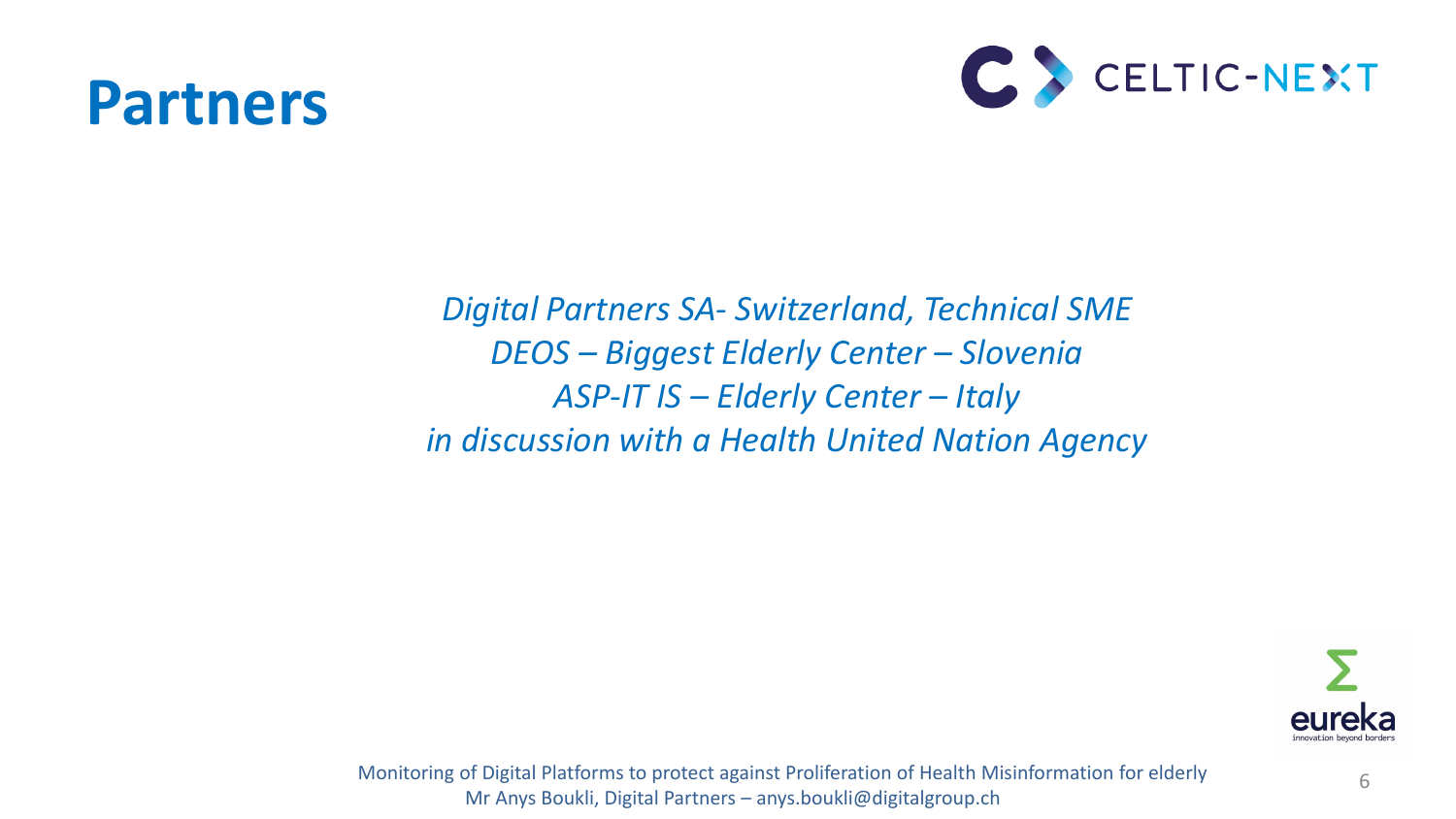# Partners

*Digital Partners SA- Switzerland, Technical SME*
*DEOS – Biggest Elderly Center – Slovenia*
*ASP-IT IS – Elderly Center – Italy*
*in discussion with a Health United Nation Agency*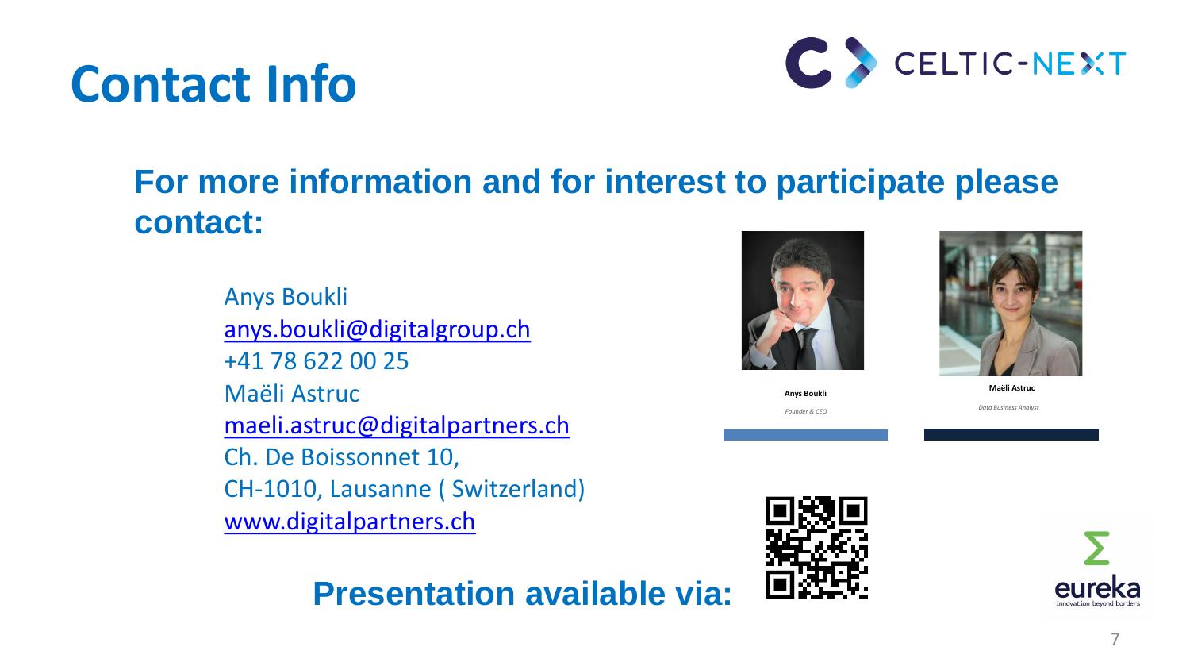# Contact Info

## For more information and for interest to participate please contact:

Anys Boukli
[anys.boukli@digitalgroup.ch](mailto:anys.boukli@digitalgroup.ch)
+41 78 622 00 25
Maëli Astruc
[maeli.astruc@digitalpartners.ch](mailto:maeli.astruc@digitalpartners.ch)
Ch. De Boissonnet 10,
CH-1010, Lausanne ( Switzerland)
[www.digitalpartners.ch](http://www.digitalpartners.ch)

**Anys Boukli**
*Founder & CEO*

**Maëli Astruc**
*Data Business Analyst*

## Presentation available via: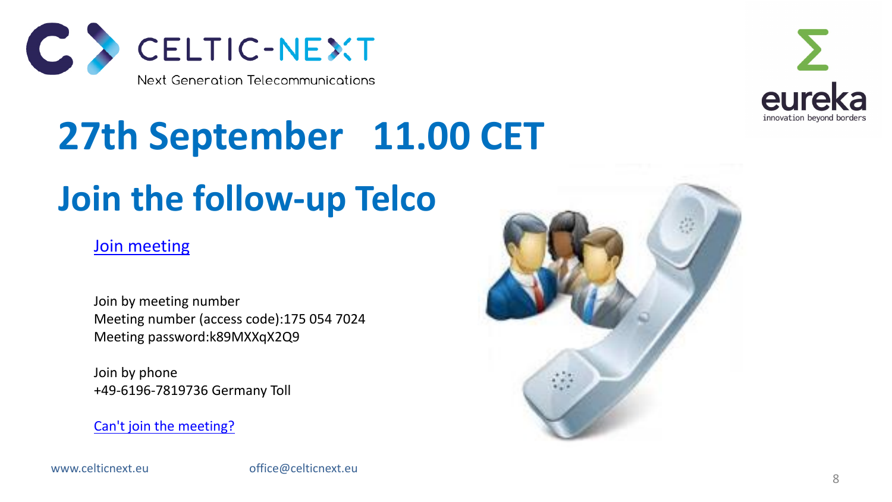CELTIC-NEXT

Next Generation Telecommunications

eureka

innovation beyond borders

# 27th September 11.00 CET

# Join the follow-up Telco

Join meeting

Join by meeting number
Meeting number (access code):175 054 7024
Meeting password:k89MXXqX2Q9

Join by phone
+49-6196-7819736 Germany Toll

Can't join the meeting?

www.celticnext.eu office@celticnext.eu